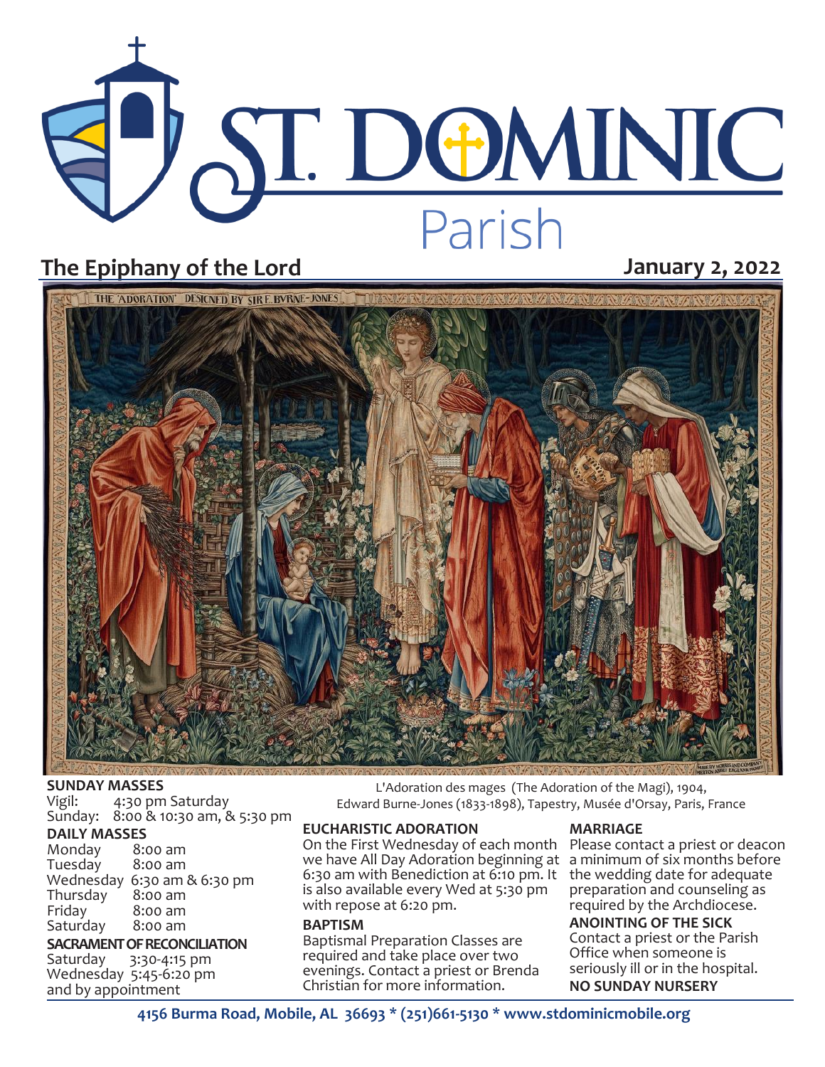# ST. DOMINIC Parish

## The Epiphany of the Lord

**January 2, 2022**

L'Adoration des mages (The Adoration of the Magi), 1904,
Edward Burne-Jones (1833-1898), Tapestry, Musée d'Orsay, Paris, France

**SUNDAY MASSES**
Vigil: 4:30 pm Saturday
Sunday: 8:00 & 10:30 am, & 5:30 pm

**DAILY MASSES**

| | |
|---|---|
| Monday | 8:00 am |
| Tuesday | 8:00 am |
| Wednesday | 6:30 am & 6:30 pm |
| Thursday | 8:00 am |
| Friday | 8:00 am |
| Saturday | 8:00 am |

**SACRAMENT OF RECONCILIATION**
Saturday 3:30-4:15 pm
Wednesday 5:45-6:20 pm
and by appointment

**EUCHARISTIC ADORATION**
On the First Wednesday of each month we have All Day Adoration beginning at 6:30 am with Benediction at 6:10 pm. It is also available every Wed at 5:30 pm with repose at 6:20 pm.

**BAPTISM**
Baptismal Preparation Classes are required and take place over two evenings. Contact a priest or Brenda Christian for more information.

**MARRIAGE**
Please contact a priest or deacon a minimum of six months before the wedding date for adequate preparation and counseling as required by the Archdiocese.

**ANOINTING OF THE SICK**
Contact a priest or the Parish Office when someone is seriously ill or in the hospital.

**NO SUNDAY NURSERY**

**4156 Burma Road, Mobile, AL 36693 * (251)661-5130 * www.stdominicmobile.org**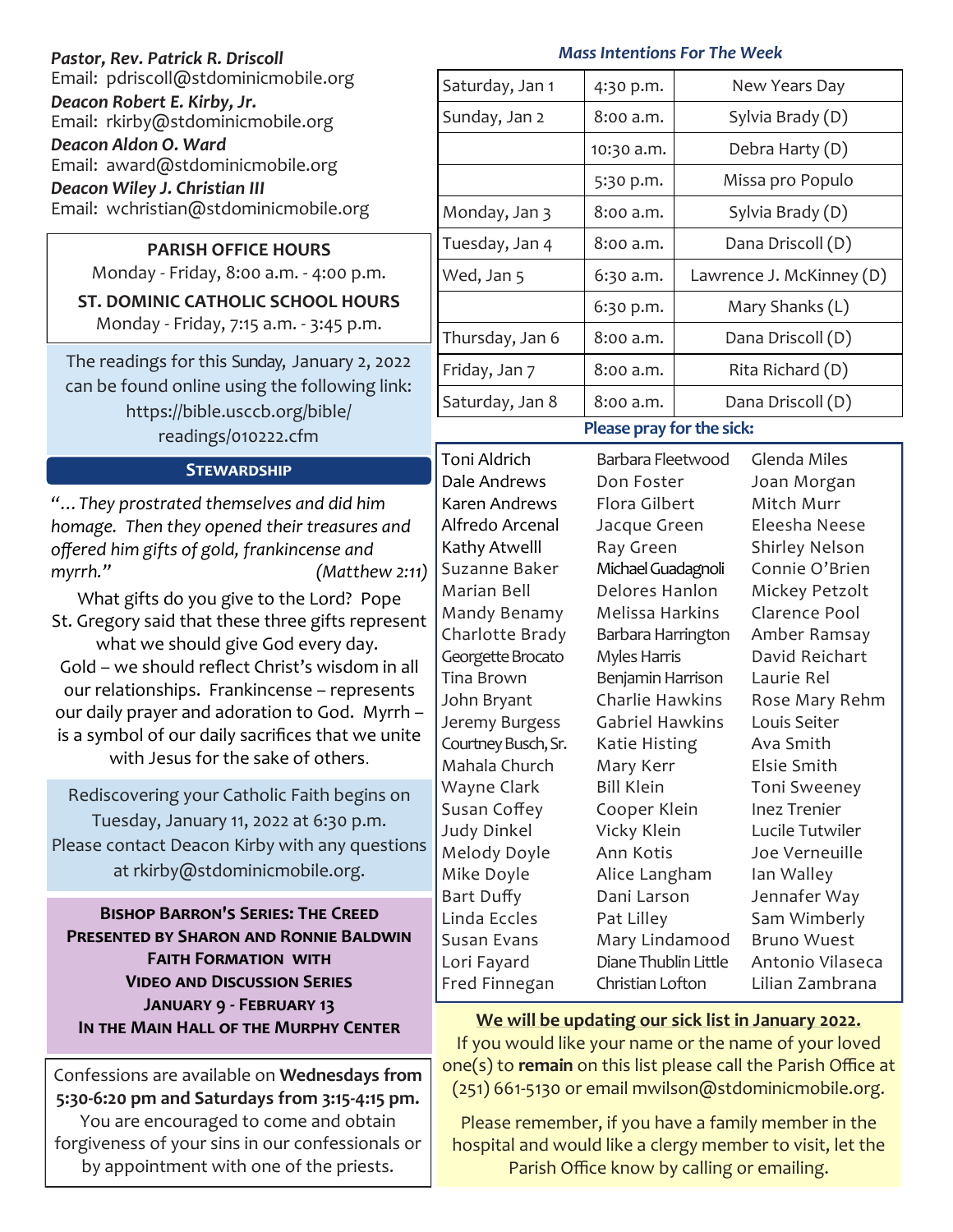***Pastor, Rev. Patrick R. Driscoll***
Email: pdriscoll@stdominicmobile.org

***Deacon Robert E. Kirby, Jr.***
Email: rkirby@stdominicmobile.org

***Deacon Aldon O. Ward***
Email: award@stdominicmobile.org

***Deacon Wiley J. Christian III***
Email: wchristian@stdominicmobile.org

**PARISH OFFICE HOURS**
Monday - Friday, 8:00 a.m. - 4:00 p.m.

**ST. DOMINIC CATHOLIC SCHOOL HOURS**
Monday - Friday, 7:15 a.m. - 3:45 p.m.

The readings for this Sunday, January 2, 2022 can be found online using the following link: https://bible.usccb.org/bible/readings/010222.cfm

## Stewardship

*"…They prostrated themselves and did him homage. Then they opened their treasures and offered him gifts of gold, frankincense and myrrh."* *(Matthew 2:11)*

What gifts do you give to the Lord? Pope St. Gregory said that these three gifts represent what we should give God every day. Gold – we should reflect Christ's wisdom in all our relationships. Frankincense – represents our daily prayer and adoration to God. Myrrh – is a symbol of our daily sacrifices that we unite with Jesus for the sake of others.

Rediscovering your Catholic Faith begins on Tuesday, January 11, 2022 at 6:30 p.m. Please contact Deacon Kirby with any questions at rkirby@stdominicmobile.org.

**Bishop Barron's Series: The Creed**
**Presented by Sharon and Ronnie Baldwin**
**Faith Formation with**
**Video and Discussion Series**
**January 9 - February 13**
**In the Main Hall of the Murphy Center**

Confessions are available on **Wednesdays from 5:30-6:20 pm and Saturdays from 3:15-4:15 pm.** You are encouraged to come and obtain forgiveness of your sins in our confessionals or by appointment with one of the priests.

### *Mass Intentions For The Week*

| | | |
|---|---|---|
| Saturday, Jan 1 | 4:30 p.m. | New Years Day |
| Sunday, Jan 2 | 8:00 a.m. | Sylvia Brady (D) |
| | 10:30 a.m. | Debra Harty (D) |
| | 5:30 p.m. | Missa pro Populo |
| Monday, Jan 3 | 8:00 a.m. | Sylvia Brady (D) |
| Tuesday, Jan 4 | 8:00 a.m. | Dana Driscoll (D) |
| Wed, Jan 5 | 6:30 a.m. | Lawrence J. McKinney (D) |
| | 6:30 p.m. | Mary Shanks (L) |
| Thursday, Jan 6 | 8:00 a.m. | Dana Driscoll (D) |
| Friday, Jan 7 | 8:00 a.m. | Rita Richard (D) |
| Saturday, Jan 8 | 8:00 a.m. | Dana Driscoll (D) |

### Please pray for the sick:

Toni Aldrich
Dale Andrews
Karen Andrews
Alfredo Arcenal
Kathy Atwelll
Suzanne Baker
Marian Bell
Mandy Benamy
Charlotte Brady
Georgette Brocato
Tina Brown
John Bryant
Jeremy Burgess
Courtney Busch, Sr.
Mahala Church
Wayne Clark
Susan Coffey
Judy Dinkel
Melody Doyle
Mike Doyle
Bart Duffy
Linda Eccles
Susan Evans
Lori Fayard
Fred Finnegan
Barbara Fleetwood
Don Foster
Flora Gilbert
Jacque Green
Ray Green
Michael Guadagnoli
Delores Hanlon
Melissa Harkins
Barbara Harrington
Myles Harris
Benjamin Harrison
Charlie Hawkins
Gabriel Hawkins
Katie Histing
Mary Kerr
Bill Klein
Cooper Klein
Vicky Klein
Ann Kotis
Alice Langham
Dani Larson
Pat Lilley
Mary Lindamood
Diane Thublin Little
Christian Lofton
Glenda Miles
Joan Morgan
Mitch Murr
Eleesha Neese
Shirley Nelson
Connie O'Brien
Mickey Petzolt
Clarence Pool
Amber Ramsay
David Reichart
Laurie Rel
Rose Mary Rehm
Louis Seiter
Ava Smith
Elsie Smith
Toni Sweeney
Inez Trenier
Lucile Tutwiler
Joe Verneuille
Ian Walley
Jennafer Way
Sam Wimberly
Bruno Wuest
Antonio Vilaseca
Lilian Zambrana

**We will be updating our sick list in January 2022.**
If you would like your name or the name of your loved one(s) to **remain** on this list please call the Parish Office at (251) 661-5130 or email mwilson@stdominicmobile.org.

Please remember, if you have a family member in the hospital and would like a clergy member to visit, let the Parish Office know by calling or emailing.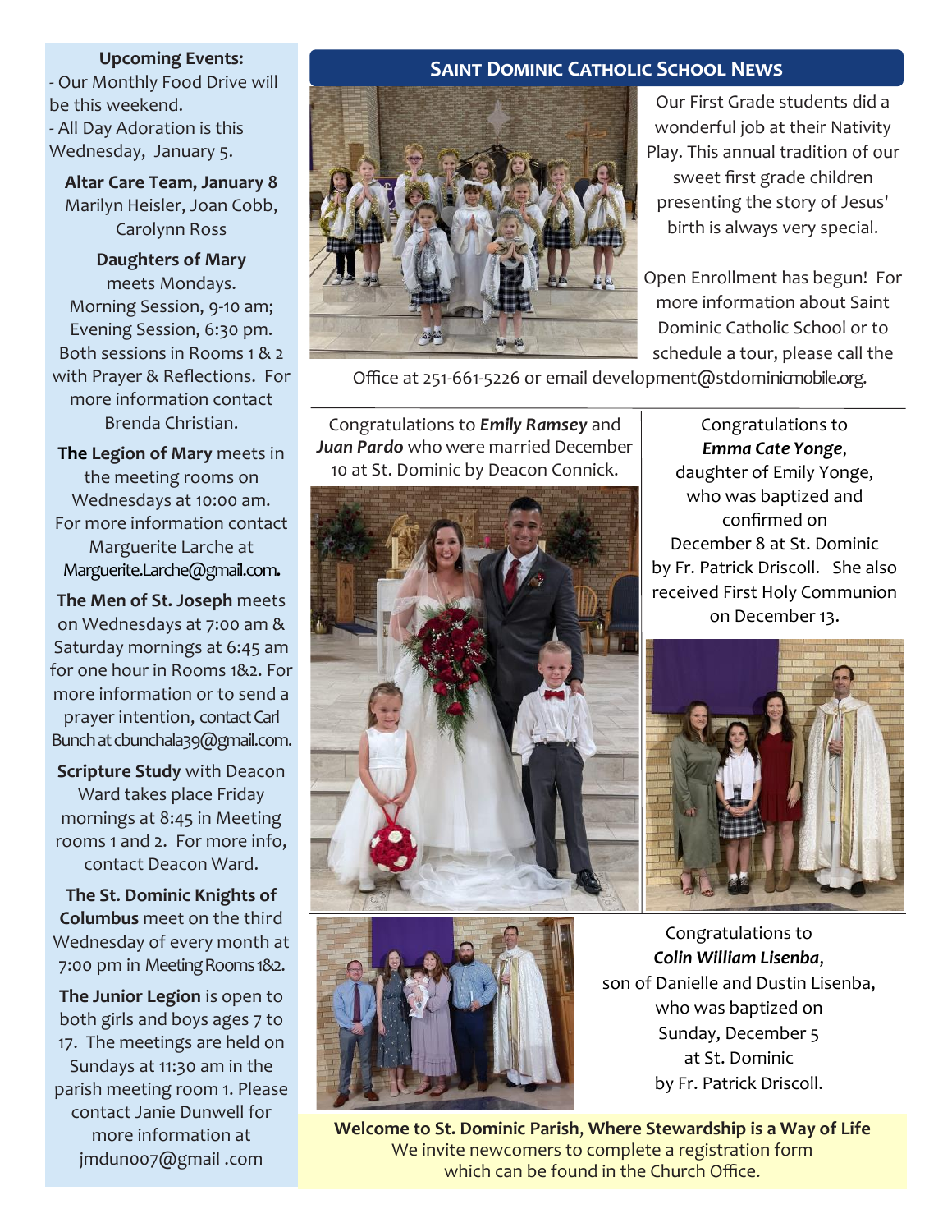**Upcoming Events:**

- Our Monthly Food Drive will be this weekend.
- All Day Adoration is this Wednesday, January 5.

**Altar Care Team, January 8**
Marilyn Heisler, Joan Cobb, Carolynn Ross

**Daughters of Mary** meets Mondays. Morning Session, 9-10 am; Evening Session, 6:30 pm. Both sessions in Rooms 1 & 2 with Prayer & Reflections. For more information contact Brenda Christian.

**The Legion of Mary** meets in the meeting rooms on Wednesdays at 10:00 am. For more information contact Marguerite Larche at Marguerite.Larche@gmail.com.

**The Men of St. Joseph** meets on Wednesdays at 7:00 am & Saturday mornings at 6:45 am for one hour in Rooms 1&2. For more information or to send a prayer intention, contact Carl Bunch at cbunchala39@gmail.com.

**Scripture Study** with Deacon Ward takes place Friday mornings at 8:45 in Meeting rooms 1 and 2. For more info, contact Deacon Ward.

**The St. Dominic Knights of Columbus** meet on the third Wednesday of every month at 7:00 pm in Meeting Rooms 1&2.

**The Junior Legion** is open to both girls and boys ages 7 to 17. The meetings are held on Sundays at 11:30 am in the parish meeting room 1. Please contact Janie Dunwell for more information at jmdun007@gmail .com

## Saint Dominic Catholic School News

Our First Grade students did a wonderful job at their Nativity Play. This annual tradition of our sweet first grade children presenting the story of Jesus' birth is always very special.

Open Enrollment has begun! For more information about Saint Dominic Catholic School or to schedule a tour, please call the Office at 251-661-5226 or email development@stdominicmobile.org.

Congratulations to ***Emily Ramsey*** and ***Juan Pardo*** who were married December 10 at St. Dominic by Deacon Connick.

Congratulations to ***Emma Cate Yonge***, daughter of Emily Yonge, who was baptized and confirmed on December 8 at St. Dominic by Fr. Patrick Driscoll. She also received First Holy Communion on December 13.

Congratulations to ***Colin William Lisenba***, son of Danielle and Dustin Lisenba, who was baptized on Sunday, December 5 at St. Dominic by Fr. Patrick Driscoll.

**Welcome to St. Dominic Parish, Where Stewardship is a Way of Life**
We invite newcomers to complete a registration form which can be found in the Church Office.